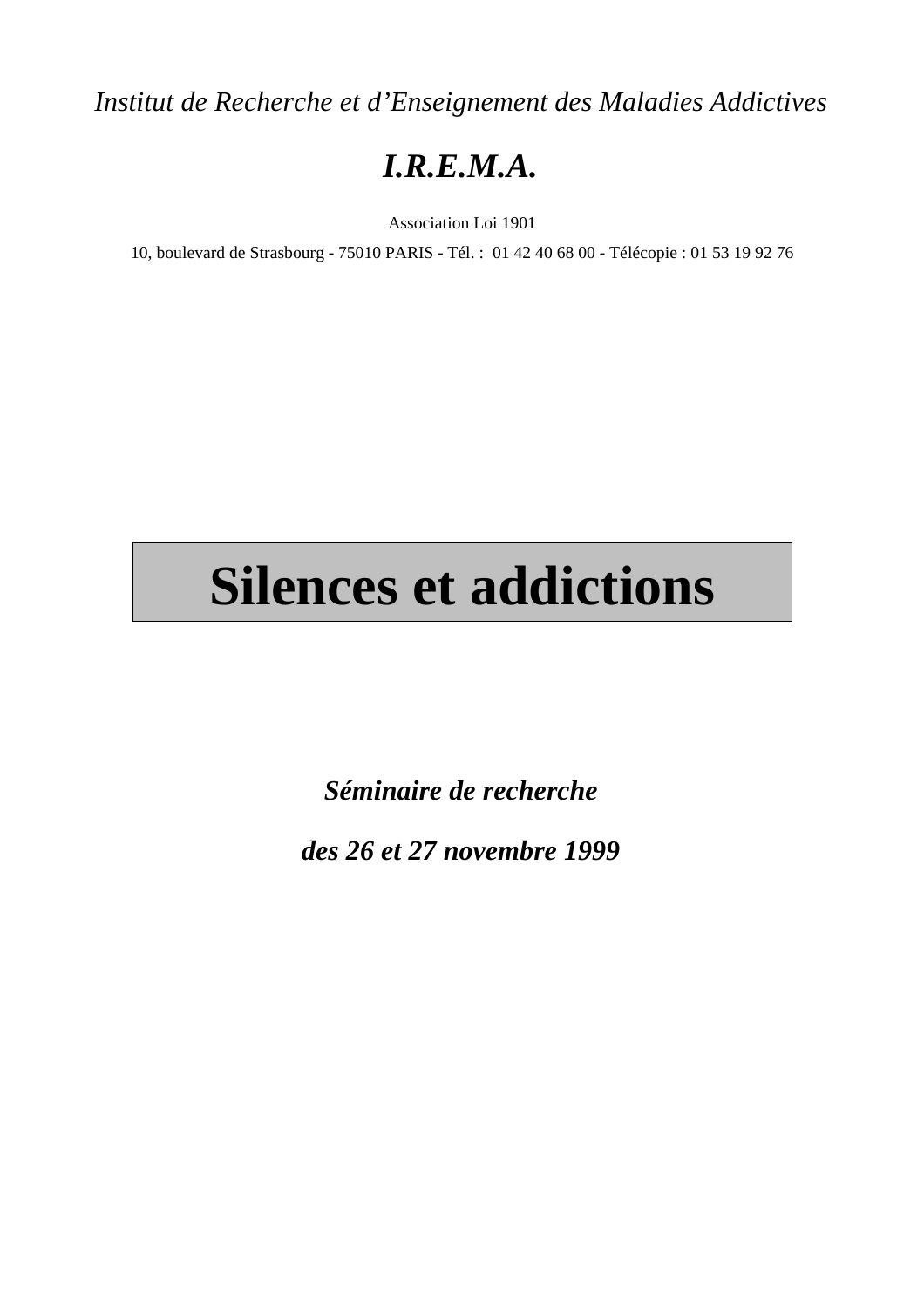*Institut de Recherche et d'Enseignement des Maladies Addictives*

# *I.R.E.M.A.*

Association Loi 1901

10, boulevard de Strasbourg - 75010 PARIS - Tél. : 01 42 40 68 00 - Télécopie : 01 53 19 92 76

# Silences et addictions

***Séminaire de recherche***

***des 26 et 27 novembre 1999***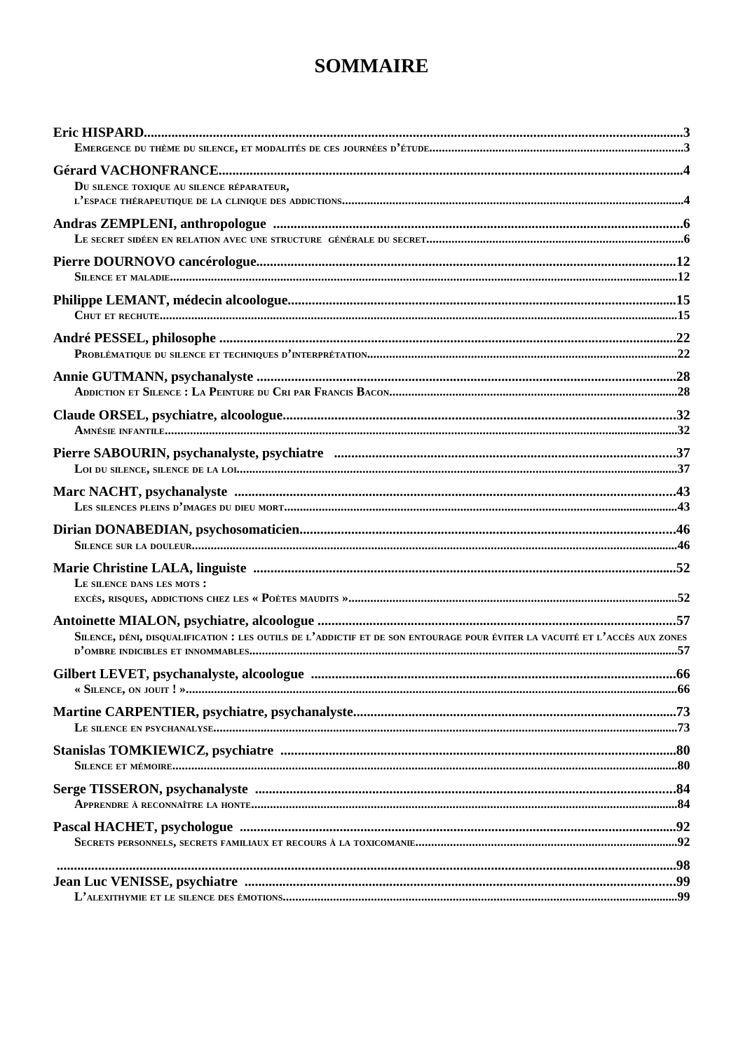# SOMMAIRE

**Eric HISPARD** ... 3
Emergence du thème du silence, et modalités de ces journées d'étude ... 3

**Gérard VACHONFRANCE** ... 4
Du silence toxique au silence réparateur,
l'espace thérapeutique de la clinique des addictions ... 4

**Andras ZEMPLENI, anthropologue** ... 6
Le secret sidéen en relation avec une structure générale du secret ... 6

**Pierre DOURNOVO cancérologue** ... 12
Silence et maladie ... 12

**Philippe LEMANT, médecin alcoologue** ... 15
Chut et rechute ... 15

**André PESSEL, philosophe** ... 22
Problématique du silence et techniques d'interprétation ... 22

**Annie GUTMANN, psychanalyste** ... 28
Addiction et Silence : La Peinture du Cri par Francis Bacon ... 28

**Claude ORSEL, psychiatre, alcoologue** ... 32
Amnésie infantile ... 32

**Pierre SABOURIN, psychanalyste, psychiatre** ... 37
Loi du silence, silence de la loi ... 37

**Marc NACHT, psychanalyste** ... 43
Les silences pleins d'images du dieu mort ... 43

**Dirian DONABEDIAN, psychosomaticien** ... 46
Silence sur la douleur ... 46

**Marie Christine LALA, linguiste** ... 52
Le silence dans les mots :
excès, risques, addictions chez les « Poètes maudits » ... 52

**Antoinette MIALON, psychiatre, alcoologue** ... 57
Silence, déni, disqualification : les outils de l'addictif et de son entourage pour éviter la vacuité et l'accès aux zones d'ombre indicibles et innommables ... 57

**Gilbert LEVET, psychanalyste, alcoologue** ... 66
« Silence, on jouit ! » ... 66

**Martine CARPENTIER, psychiatre, psychanalyste** ... 73
Le silence en psychanalyse ... 73

**Stanislas TOMKIEWICZ, psychiatre** ... 80
Silence et mémoire ... 80

**Serge TISSERON, psychanalyste** ... 84
Apprendre à reconnaître la honte ... 84

**Pascal HACHET, psychologue** ... 92
Secrets personnels, secrets familiaux et recours à la toxicomanie ... 92

... 98

**Jean Luc VENISSE, psychiatre** ... 99
L'alexithymie et le silence des émotions ... 99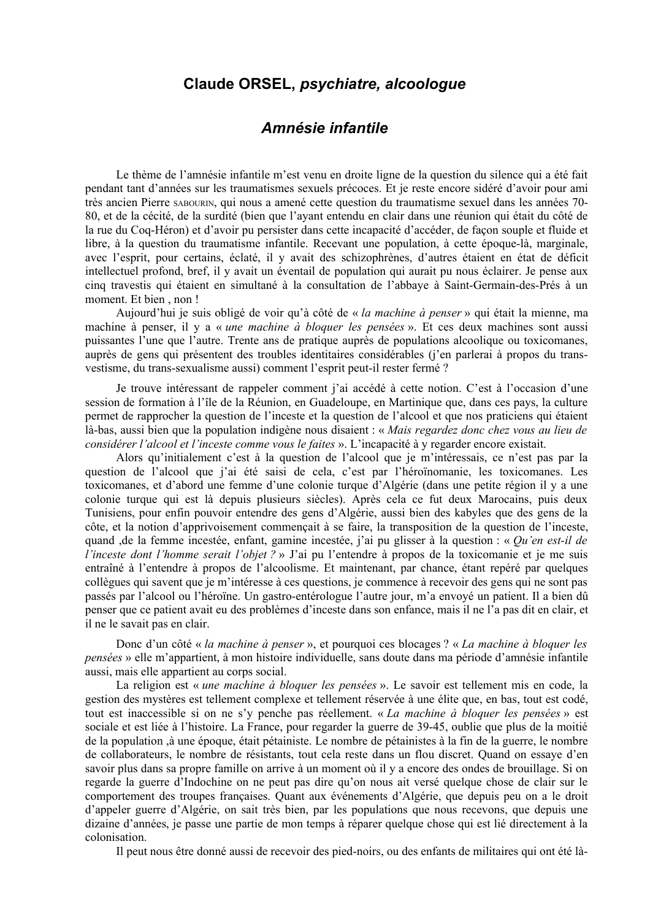## Claude ORSEL, *psychiatre, alcoologue*

## *Amnésie infantile*

Le thème de l'amnésie infantile m'est venu en droite ligne de la question du silence qui a été fait pendant tant d'années sur les traumatismes sexuels précoces. Et je reste encore sidéré d'avoir pour ami très ancien Pierre SABOURIN, qui nous a amené cette question du traumatisme sexuel dans les années 70-80, et de la cécité, de la surdité (bien que l'ayant entendu en clair dans une réunion qui était du côté de la rue du Coq-Héron) et d'avoir pu persister dans cette incapacité d'accéder, de façon souple et fluide et libre, à la question du traumatisme infantile. Recevant une population, à cette époque-là, marginale, avec l'esprit, pour certains, éclaté, il y avait des schizophrènes, d'autres étaient en état de déficit intellectuel profond, bref, il y avait un éventail de population qui aurait pu nous éclairer. Je pense aux cinq travestis qui étaient en simultané à la consultation de l'abbaye à Saint-Germain-des-Prés à un moment. Et bien , non !

Aujourd'hui je suis obligé de voir qu'à côté de « *la machine à penser* » qui était la mienne, ma machine à penser, il y a « *une machine à bloquer les pensées* ». Et ces deux machines sont aussi puissantes l'une que l'autre. Trente ans de pratique auprès de populations alcoolique ou toxicomanes, auprès de gens qui présentent des troubles identitaires considérables (j'en parlerai à propos du trans-vestisme, du trans-sexualisme aussi) comment l'esprit peut-il rester fermé ?

Je trouve intéressant de rappeler comment j'ai accédé à cette notion. C'est à l'occasion d'une session de formation à l'île de la Réunion, en Guadeloupe, en Martinique que, dans ces pays, la culture permet de rapprocher la question de l'inceste et la question de l'alcool et que nos praticiens qui étaient là-bas, aussi bien que la population indigène nous disaient : « *Mais regardez donc chez vous au lieu de considérer l'alcool et l'inceste comme vous le faites* ». L'incapacité à y regarder encore existait.

Alors qu'initialement c'est à la question de l'alcool que je m'intéressais, ce n'est pas par la question de l'alcool que j'ai été saisi de cela, c'est par l'héroïnomanie, les toxicomanes. Les toxicomanes, et d'abord une femme d'une colonie turque d'Algérie (dans une petite région il y a une colonie turque qui est là depuis plusieurs siècles). Après cela ce fut deux Marocains, puis deux Tunisiens, pour enfin pouvoir entendre des gens d'Algérie, aussi bien des kabyles que des gens de la côte, et la notion d'apprivoisement commençait à se faire, la transposition de la question de l'inceste, quand ,de la femme incestée, enfant, gamine incestée, j'ai pu glisser à la question : « *Qu'en est-il de l'inceste dont l'homme serait l'objet ?* » J'ai pu l'entendre à propos de la toxicomanie et je me suis entraîné à l'entendre à propos de l'alcoolisme. Et maintenant, par chance, étant repéré par quelques collègues qui savent que je m'intéresse à ces questions, je commence à recevoir des gens qui ne sont pas passés par l'alcool ou l'héroïne. Un gastro-entérologue l'autre jour, m'a envoyé un patient. Il a bien dû penser que ce patient avait eu des problèmes d'inceste dans son enfance, mais il ne l'a pas dit en clair, et il ne le savait pas en clair.

Donc d'un côté « *la machine à penser* », et pourquoi ces blocages ? « *La machine à bloquer les pensées* » elle m'appartient, à mon histoire individuelle, sans doute dans ma période d'amnésie infantile aussi, mais elle appartient au corps social.

La religion est « *une machine à bloquer les pensées* ». Le savoir est tellement mis en code, la gestion des mystères est tellement complexe et tellement réservée à une élite que, en bas, tout est codé, tout est inaccessible si on ne s'y penche pas réellement. « *La machine à bloquer les pensées* » est sociale et est liée à l'histoire. La France, pour regarder la guerre de 39-45, oublie que plus de la moitié de la population ,à une époque, était pétainiste. Le nombre de pétainistes à la fin de la guerre, le nombre de collaborateurs, le nombre de résistants, tout cela reste dans un flou discret. Quand on essaye d'en savoir plus dans sa propre famille on arrive à un moment où il y a encore des ondes de brouillage. Si on regarde la guerre d'Indochine on ne peut pas dire qu'on nous ait versé quelque chose de clair sur le comportement des troupes françaises. Quant aux événements d'Algérie, que depuis peu on a le droit d'appeler guerre d'Algérie, on sait très bien, par les populations que nous recevons, que depuis une dizaine d'années, je passe une partie de mon temps à réparer quelque chose qui est lié directement à la colonisation.

Il peut nous être donné aussi de recevoir des pied-noirs, ou des enfants de militaires qui ont été là-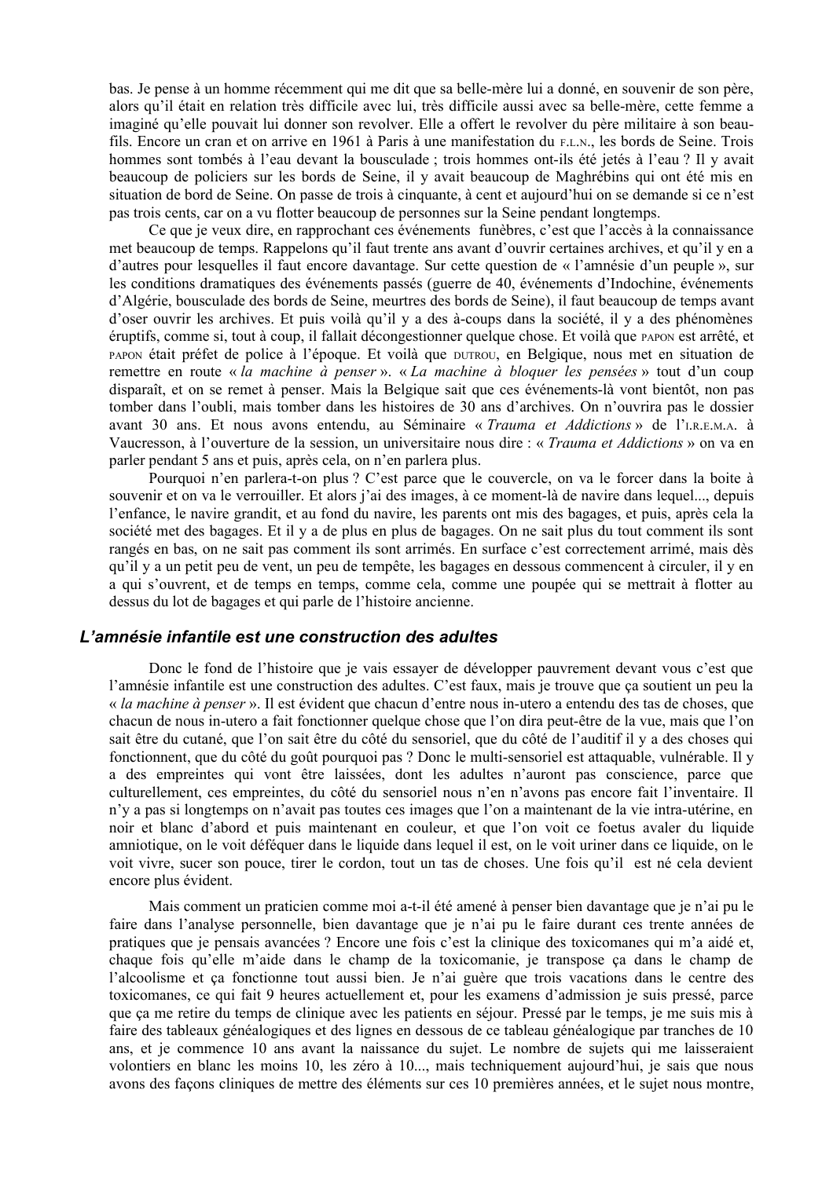bas. Je pense à un homme récemment qui me dit que sa belle-mère lui a donné, en souvenir de son père, alors qu'il était en relation très difficile avec lui, très difficile aussi avec sa belle-mère, cette femme a imaginé qu'elle pouvait lui donner son revolver. Elle a offert le revolver du père militaire à son beau-fils. Encore un cran et on arrive en 1961 à Paris à une manifestation du F.L.N., les bords de Seine. Trois hommes sont tombés à l'eau devant la bousculade ; trois hommes ont-ils été jetés à l'eau ? Il y avait beaucoup de policiers sur les bords de Seine, il y avait beaucoup de Maghrébins qui ont été mis en situation de bord de Seine. On passe de trois à cinquante, à cent et aujourd'hui on se demande si ce n'est pas trois cents, car on a vu flotter beaucoup de personnes sur la Seine pendant longtemps.

Ce que je veux dire, en rapprochant ces événements funèbres, c'est que l'accès à la connaissance met beaucoup de temps. Rappelons qu'il faut trente ans avant d'ouvrir certaines archives, et qu'il y en a d'autres pour lesquelles il faut encore davantage. Sur cette question de « l'amnésie d'un peuple », sur les conditions dramatiques des événements passés (guerre de 40, événements d'Indochine, événements d'Algérie, bousculade des bords de Seine, meurtres des bords de Seine), il faut beaucoup de temps avant d'oser ouvrir les archives. Et puis voilà qu'il y a des à-coups dans la société, il y a des phénomènes éruptifs, comme si, tout à coup, il fallait décongestionner quelque chose. Et voilà que PAPON est arrêté, et PAPON était préfet de police à l'époque. Et voilà que DUTROU, en Belgique, nous met en situation de remettre en route « *la machine à penser* ». « *La machine à bloquer les pensées* » tout d'un coup disparaît, et on se remet à penser. Mais la Belgique sait que ces événements-là vont bientôt, non pas tomber dans l'oubli, mais tomber dans les histoires de 30 ans d'archives. On n'ouvrira pas le dossier avant 30 ans. Et nous avons entendu, au Séminaire « *Trauma et Addictions* » de l'I.R.E.M.A. à Vaucresson, à l'ouverture de la session, un universitaire nous dire : « *Trauma et Addictions* » on va en parler pendant 5 ans et puis, après cela, on n'en parlera plus.

Pourquoi n'en parlera-t-on plus ? C'est parce que le couvercle, on va le forcer dans la boite à souvenir et on va le verrouiller. Et alors j'ai des images, à ce moment-là de navire dans lequel..., depuis l'enfance, le navire grandit, et au fond du navire, les parents ont mis des bagages, et puis, après cela la société met des bagages. Et il y a de plus en plus de bagages. On ne sait plus du tout comment ils sont rangés en bas, on ne sait pas comment ils sont arrimés. En surface c'est correctement arrimé, mais dès qu'il y a un petit peu de vent, un peu de tempête, les bagages en dessous commencent à circuler, il y en a qui s'ouvrent, et de temps en temps, comme cela, comme une poupée qui se mettrait à flotter au dessus du lot de bagages et qui parle de l'histoire ancienne.

### *L'amnésie infantile est une construction des adultes*

Donc le fond de l'histoire que je vais essayer de développer pauvrement devant vous c'est que l'amnésie infantile est une construction des adultes. C'est faux, mais je trouve que ça soutient un peu la « *la machine à penser* ». Il est évident que chacun d'entre nous in-utero a entendu des tas de choses, que chacun de nous in-utero a fait fonctionner quelque chose que l'on dira peut-être de la vue, mais que l'on sait être du cutané, que l'on sait être du côté du sensoriel, que du côté de l'auditif il y a des choses qui fonctionnent, que du côté du goût pourquoi pas ? Donc le multi-sensoriel est attaquable, vulnérable. Il y a des empreintes qui vont être laissées, dont les adultes n'auront pas conscience, parce que culturellement, ces empreintes, du côté du sensoriel nous n'en n'avons pas encore fait l'inventaire. Il n'y a pas si longtemps on n'avait pas toutes ces images que l'on a maintenant de la vie intra-utérine, en noir et blanc d'abord et puis maintenant en couleur, et que l'on voit ce foetus avaler du liquide amniotique, on le voit déféquer dans le liquide dans lequel il est, on le voit uriner dans ce liquide, on le voit vivre, sucer son pouce, tirer le cordon, tout un tas de choses. Une fois qu'il est né cela devient encore plus évident.

Mais comment un praticien comme moi a-t-il été amené à penser bien davantage que je n'ai pu le faire dans l'analyse personnelle, bien davantage que je n'ai pu le faire durant ces trente années de pratiques que je pensais avancées ? Encore une fois c'est la clinique des toxicomanes qui m'a aidé et, chaque fois qu'elle m'aide dans le champ de la toxicomanie, je transpose ça dans le champ de l'alcoolisme et ça fonctionne tout aussi bien. Je n'ai guère que trois vacations dans le centre des toxicomanes, ce qui fait 9 heures actuellement et, pour les examens d'admission je suis pressé, parce que ça me retire du temps de clinique avec les patients en séjour. Pressé par le temps, je me suis mis à faire des tableaux généalogiques et des lignes en dessous de ce tableau généalogique par tranches de 10 ans, et je commence 10 ans avant la naissance du sujet. Le nombre de sujets qui me laisseraient volontiers en blanc les moins 10, les zéro à 10..., mais techniquement aujourd'hui, je sais que nous avons des façons cliniques de mettre des éléments sur ces 10 premières années, et le sujet nous montre,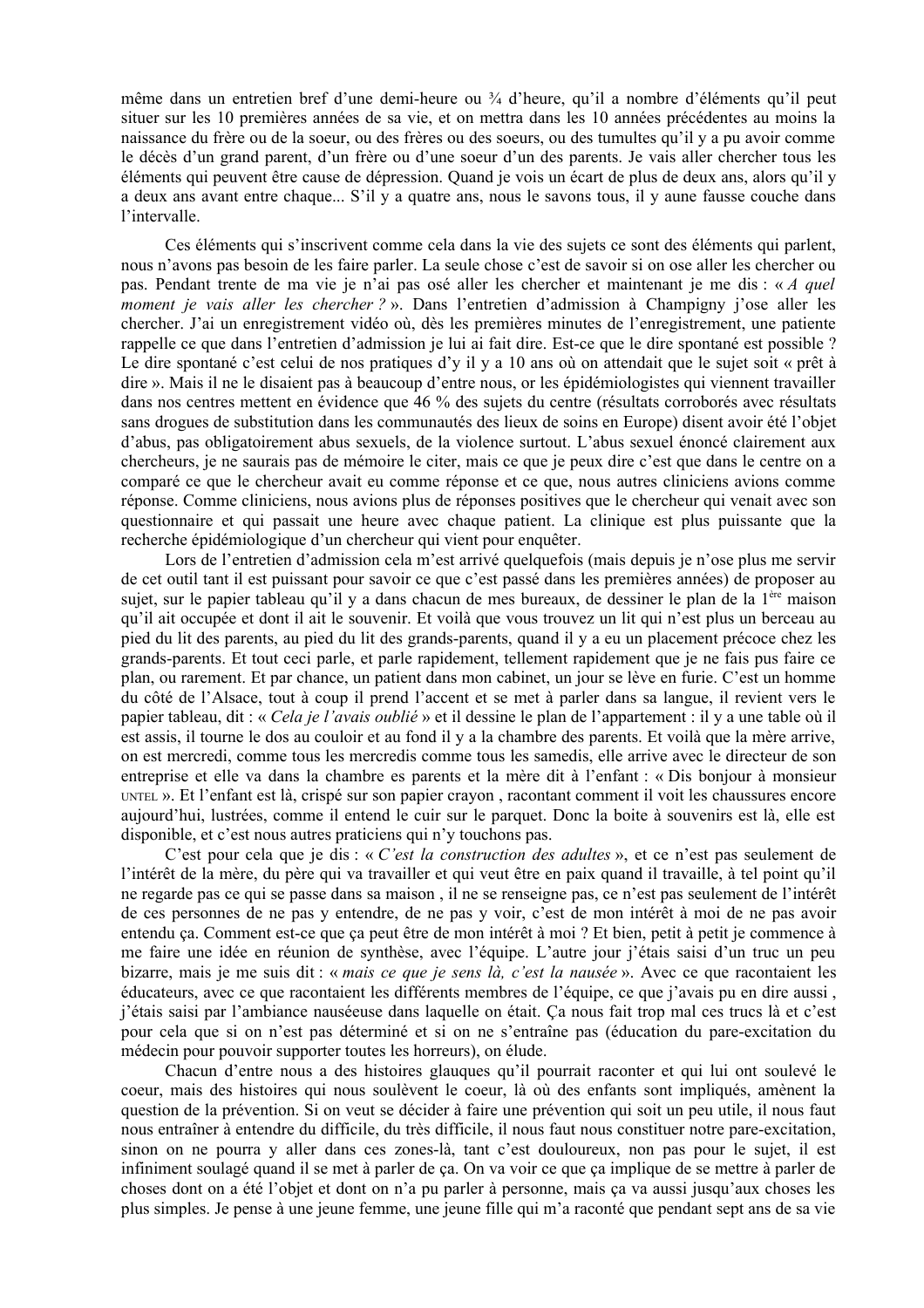même dans un entretien bref d'une demi-heure ou ¾ d'heure, qu'il a nombre d'éléments qu'il peut situer sur les 10 premières années de sa vie, et on mettra dans les 10 années précédentes au moins la naissance du frère ou de la soeur, ou des frères ou des soeurs, ou des tumultes qu'il y a pu avoir comme le décès d'un grand parent, d'un frère ou d'une soeur d'un des parents. Je vais aller chercher tous les éléments qui peuvent être cause de dépression. Quand je vois un écart de plus de deux ans, alors qu'il y a deux ans avant entre chaque... S'il y a quatre ans, nous le savons tous, il y aune fausse couche dans l'intervalle.

Ces éléments qui s'inscrivent comme cela dans la vie des sujets ce sont des éléments qui parlent, nous n'avons pas besoin de les faire parler. La seule chose c'est de savoir si on ose aller les chercher ou pas. Pendant trente de ma vie je n'ai pas osé aller les chercher et maintenant je me dis : « *A quel moment je vais aller les chercher ?* ». Dans l'entretien d'admission à Champigny j'ose aller les chercher. J'ai un enregistrement vidéo où, dès les premières minutes de l'enregistrement, une patiente rappelle ce que dans l'entretien d'admission je lui ai fait dire. Est-ce que le dire spontané est possible ? Le dire spontané c'est celui de nos pratiques d'y il y a 10 ans où on attendait que le sujet soit « prêt à dire ». Mais il ne le disaient pas à beaucoup d'entre nous, or les épidémiologistes qui viennent travailler dans nos centres mettent en évidence que 46 % des sujets du centre (résultats corroborés avec résultats sans drogues de substitution dans les communautés des lieux de soins en Europe) disent avoir été l'objet d'abus, pas obligatoirement abus sexuels, de la violence surtout. L'abus sexuel énoncé clairement aux chercheurs, je ne saurais pas de mémoire le citer, mais ce que je peux dire c'est que dans le centre on a comparé ce que le chercheur avait eu comme réponse et ce que, nous autres cliniciens avions comme réponse. Comme cliniciens, nous avions plus de réponses positives que le chercheur qui venait avec son questionnaire et qui passait une heure avec chaque patient. La clinique est plus puissante que la recherche épidémiologique d'un chercheur qui vient pour enquêter.

Lors de l'entretien d'admission cela m'est arrivé quelquefois (mais depuis je n'ose plus me servir de cet outil tant il est puissant pour savoir ce que c'est passé dans les premières années) de proposer au sujet, sur le papier tableau qu'il y a dans chacun de mes bureaux, de dessiner le plan de la 1ère maison qu'il ait occupée et dont il ait le souvenir. Et voilà que vous trouvez un lit qui n'est plus un berceau au pied du lit des parents, au pied du lit des grands-parents, quand il y a eu un placement précoce chez les grands-parents. Et tout ceci parle, et parle rapidement, tellement rapidement que je ne fais pus faire ce plan, ou rarement. Et par chance, un patient dans mon cabinet, un jour se lève en furie. C'est un homme du côté de l'Alsace, tout à coup il prend l'accent et se met à parler dans sa langue, il revient vers le papier tableau, dit : « *Cela je l'avais oublié* » et il dessine le plan de l'appartement : il y a une table où il est assis, il tourne le dos au couloir et au fond il y a la chambre des parents. Et voilà que la mère arrive, on est mercredi, comme tous les mercredis comme tous les samedis, elle arrive avec le directeur de son entreprise et elle va dans la chambre es parents et la mère dit à l'enfant : « Dis bonjour à monsieur UNTEL ». Et l'enfant est là, crispé sur son papier crayon , racontant comment il voit les chaussures encore aujourd'hui, lustrées, comme il entend le cuir sur le parquet. Donc la boite à souvenirs est là, elle est disponible, et c'est nous autres praticiens qui n'y touchons pas.

C'est pour cela que je dis : « *C'est la construction des adultes* », et ce n'est pas seulement de l'intérêt de la mère, du père qui va travailler et qui veut être en paix quand il travaille, à tel point qu'il ne regarde pas ce qui se passe dans sa maison , il ne se renseigne pas, ce n'est pas seulement de l'intérêt de ces personnes de ne pas y entendre, de ne pas y voir, c'est de mon intérêt à moi de ne pas avoir entendu ça. Comment est-ce que ça peut être de mon intérêt à moi ? Et bien, petit à petit je commence à me faire une idée en réunion de synthèse, avec l'équipe. L'autre jour j'étais saisi d'un truc un peu bizarre, mais je me suis dit : « *mais ce que je sens là, c'est la nausée* ». Avec ce que racontaient les éducateurs, avec ce que racontaient les différents membres de l'équipe, ce que j'avais pu en dire aussi , j'étais saisi par l'ambiance nauséeuse dans laquelle on était. Ça nous fait trop mal ces trucs là et c'est pour cela que si on n'est pas déterminé et si on ne s'entraîne pas (éducation du pare-excitation du médecin pour pouvoir supporter toutes les horreurs), on élude.

Chacun d'entre nous a des histoires glauques qu'il pourrait raconter et qui lui ont soulevé le coeur, mais des histoires qui nous soulèvent le coeur, là où des enfants sont impliqués, amènent la question de la prévention. Si on veut se décider à faire une prévention qui soit un peu utile, il nous faut nous entraîner à entendre du difficile, du très difficile, il nous faut nous constituer notre pare-excitation, sinon on ne pourra y aller dans ces zones-là, tant c'est douloureux, non pas pour le sujet, il est infiniment soulagé quand il se met à parler de ça. On va voir ce que ça implique de se mettre à parler de choses dont on a été l'objet et dont on n'a pu parler à personne, mais ça va aussi jusqu'aux choses les plus simples. Je pense à une jeune femme, une jeune fille qui m'a raconté que pendant sept ans de sa vie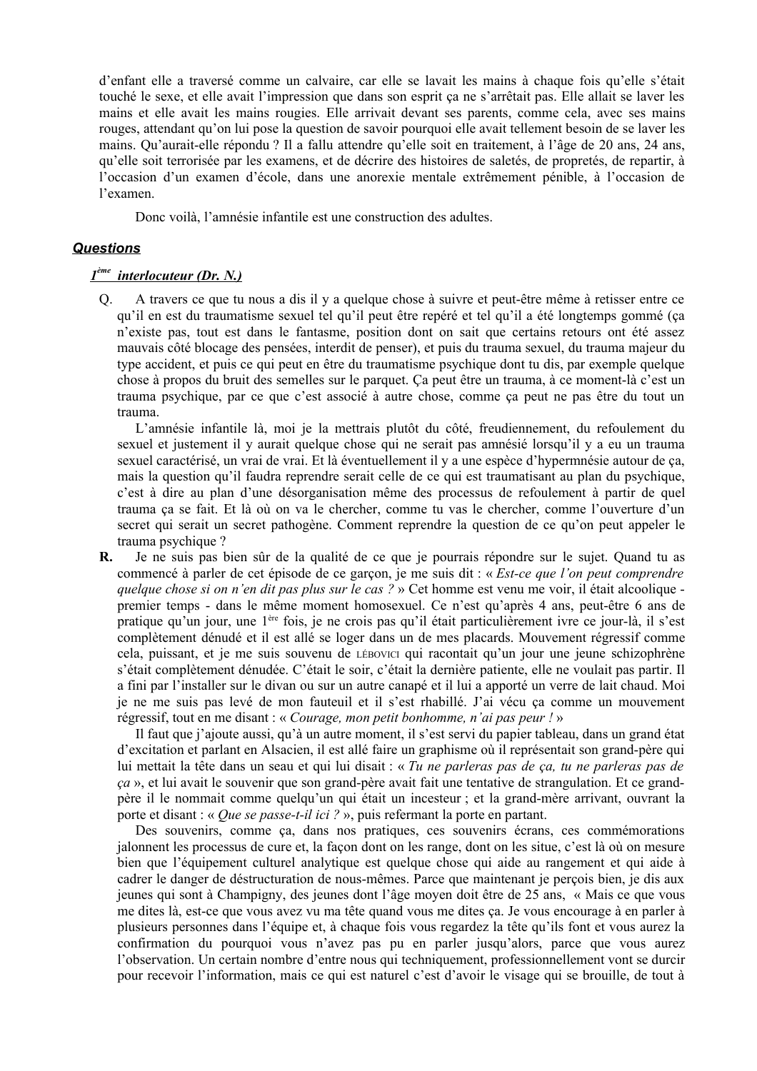d'enfant elle a traversé comme un calvaire, car elle se lavait les mains à chaque fois qu'elle s'était touché le sexe, et elle avait l'impression que dans son esprit ça ne s'arrêtait pas. Elle allait se laver les mains et elle avait les mains rougies. Elle arrivait devant ses parents, comme cela, avec ses mains rouges, attendant qu'on lui pose la question de savoir pourquoi elle avait tellement besoin de se laver les mains. Qu'aurait-elle répondu ? Il a fallu attendre qu'elle soit en traitement, à l'âge de 20 ans, 24 ans, qu'elle soit terrorisée par les examens, et de décrire des histoires de saletés, de propretés, de repartir, à l'occasion d'un examen d'école, dans une anorexie mentale extrêmement pénible, à l'occasion de l'examen.

Donc voilà, l'amnésie infantile est une construction des adultes.

## ***Questions***

### 1ème interlocuteur (Dr. N.)

Q. A travers ce que tu nous a dis il y a quelque chose à suivre et peut-être même à retisser entre ce qu'il en est du traumatisme sexuel tel qu'il peut être repéré et tel qu'il a été longtemps gommé (ça n'existe pas, tout est dans le fantasme, position dont on sait que certains retours ont été assez mauvais côté blocage des pensées, interdit de penser), et puis du trauma sexuel, du trauma majeur du type accident, et puis ce qui peut en être du traumatisme psychique dont tu dis, par exemple quelque chose à propos du bruit des semelles sur le parquet. Ça peut être un trauma, à ce moment-là c'est un trauma psychique, par ce que c'est associé à autre chose, comme ça peut ne pas être du tout un trauma.

L'amnésie infantile là, moi je la mettrais plutôt du côté, freudiennement, du refoulement du sexuel et justement il y aurait quelque chose qui ne serait pas amnésié lorsqu'il y a eu un trauma sexuel caractérisé, un vrai de vrai. Et là éventuellement il y a une espèce d'hypermnésie autour de ça, mais la question qu'il faudra reprendre serait celle de ce qui est traumatisant au plan du psychique, c'est à dire au plan d'une désorganisation même des processus de refoulement à partir de quel trauma ça se fait. Et là où on va le chercher, comme tu vas le chercher, comme l'ouverture d'un secret qui serait un secret pathogène. Comment reprendre la question de ce qu'on peut appeler le trauma psychique ?

**R.** Je ne suis pas bien sûr de la qualité de ce que je pourrais répondre sur le sujet. Quand tu as commencé à parler de cet épisode de ce garçon, je me suis dit : « *Est-ce que l'on peut comprendre quelque chose si on n'en dit pas plus sur le cas ?* » Cet homme est venu me voir, il était alcoolique - premier temps - dans le même moment homosexuel. Ce n'est qu'après 4 ans, peut-être 6 ans de pratique qu'un jour, une 1ère fois, je ne crois pas qu'il était particulièrement ivre ce jour-là, il s'est complètement dénudé et il est allé se loger dans un de mes placards. Mouvement régressif comme cela, puissant, et je me suis souvenu de LÉBOVICI qui racontait qu'un jour une jeune schizophrène s'était complètement dénudée. C'était le soir, c'était la dernière patiente, elle ne voulait pas partir. Il a fini par l'installer sur le divan ou sur un autre canapé et il lui a apporté un verre de lait chaud. Moi je ne me suis pas levé de mon fauteuil et il s'est rhabillé. J'ai vécu ça comme un mouvement régressif, tout en me disant : « *Courage, mon petit bonhomme, n'ai pas peur !* »

Il faut que j'ajoute aussi, qu'à un autre moment, il s'est servi du papier tableau, dans un grand état d'excitation et parlant en Alsacien, il est allé faire un graphisme où il représentait son grand-père qui lui mettait la tête dans un seau et qui lui disait : « *Tu ne parleras pas de ça, tu ne parleras pas de ça* », et lui avait le souvenir que son grand-père avait fait une tentative de strangulation. Et ce grand-père il le nommait comme quelqu'un qui était un incesteur ; et la grand-mère arrivant, ouvrant la porte et disant : « *Que se passe-t-il ici ?* », puis refermant la porte en partant.

Des souvenirs, comme ça, dans nos pratiques, ces souvenirs écrans, ces commémorations jalonnent les processus de cure et, la façon dont on les range, dont on les situe, c'est là où on mesure bien que l'équipement culturel analytique est quelque chose qui aide au rangement et qui aide à cadrer le danger de déstructuration de nous-mêmes. Parce que maintenant je perçois bien, je dis aux jeunes qui sont à Champigny, des jeunes dont l'âge moyen doit être de 25 ans, « Mais ce que vous me dites là, est-ce que vous avez vu ma tête quand vous me dites ça. Je vous encourage à en parler à plusieurs personnes dans l'équipe et, à chaque fois vous regardez la tête qu'ils font et vous aurez la confirmation de pourquoi vous n'avez pas pu en parler jusqu'alors, parce que vous aurez l'observation. Un certain nombre d'entre nous qui techniquement, professionnellement vont se durcir pour recevoir l'information, mais ce qui est naturel c'est d'avoir le visage qui se brouille, de tout à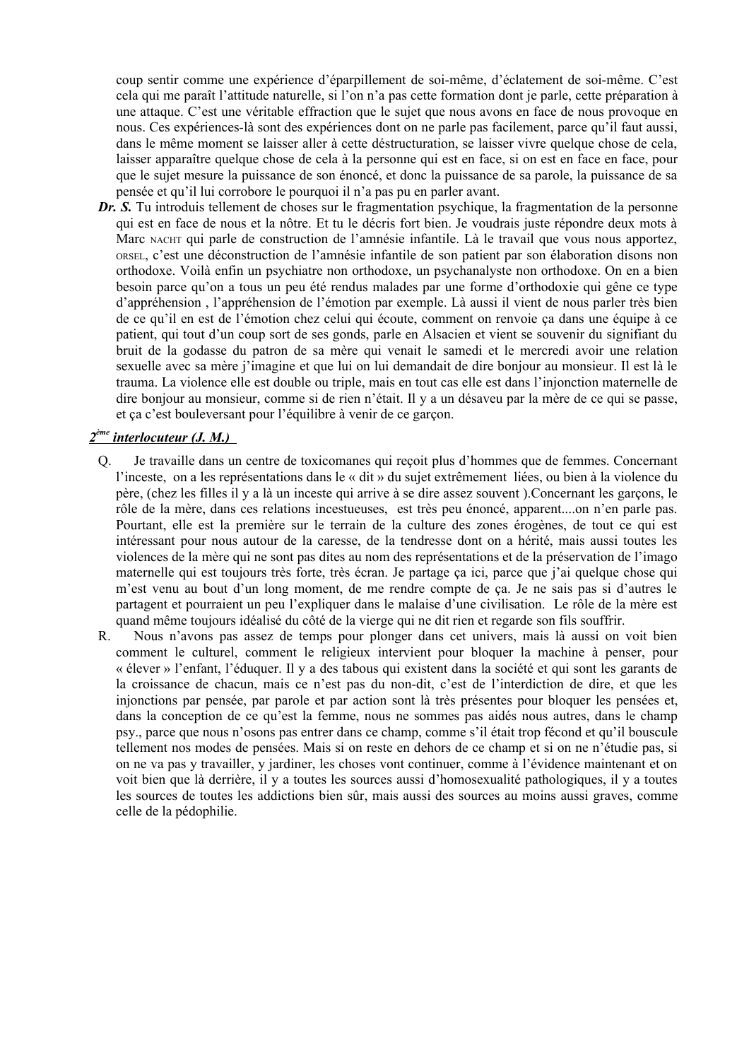coup sentir comme une expérience d'éparpillement de soi-même, d'éclatement de soi-même. C'est cela qui me paraît l'attitude naturelle, si l'on n'a pas cette formation dont je parle, cette préparation à une attaque. C'est une véritable effraction que le sujet que nous avons en face de nous provoque en nous. Ces expériences-là sont des expériences dont on ne parle pas facilement, parce qu'il faut aussi, dans le même moment se laisser aller à cette déstructuration, se laisser vivre quelque chose de cela, laisser apparaître quelque chose de cela à la personne qui est en face, si on est en face en face, pour que le sujet mesure la puissance de son énoncé, et donc la puissance de sa parole, la puissance de sa pensée et qu'il lui corrobore le pourquoi il n'a pas pu en parler avant.

***Dr. S.*** Tu introduis tellement de choses sur le fragmentation psychique, la fragmentation de la personne qui est en face de nous et la nôtre. Et tu le décris fort bien. Je voudrais juste répondre deux mots à Marc NACHT qui parle de construction de l'amnésie infantile. Là le travail que vous nous apportez, ORSEL, c'est une déconstruction de l'amnésie infantile de son patient par son élaboration disons non orthodoxe. Voilà enfin un psychiatre non orthodoxe, un psychanalyste non orthodoxe. On en a bien besoin parce qu'on a tous un peu été rendus malades par une forme d'orthodoxie qui gêne ce type d'appréhension , l'appréhension de l'émotion par exemple. Là aussi il vient de nous parler très bien de ce qu'il en est de l'émotion chez celui qui écoute, comment on renvoie ça dans une équipe à ce patient, qui tout d'un coup sort de ses gonds, parle en Alsacien et vient se souvenir du signifiant du bruit de la godasse du patron de sa mère qui venait le samedi et le mercredi avoir une relation sexuelle avec sa mère j'imagine et que lui on lui demandait de dire bonjour au monsieur. Il est là le trauma. La violence elle est double ou triple, mais en tout cas elle est dans l'injonction maternelle de dire bonjour au monsieur, comme si de rien n'était. Il y a un désaveu par la mère de ce qui se passe, et ça c'est bouleversant pour l'équilibre à venir de ce garçon.

***2<sup>ème</sup> interlocuteur (J. M.)***

Q. Je travaille dans un centre de toxicomanes qui reçoit plus d'hommes que de femmes. Concernant l'inceste, on a les représentations dans le « dit » du sujet extrêmement liées, ou bien à la violence du père, (chez les filles il y a là un inceste qui arrive à se dire assez souvent ).Concernant les garçons, le rôle de la mère, dans ces relations incestueuses, est très peu énoncé, apparent....on n'en parle pas. Pourtant, elle est la première sur le terrain de la culture des zones érogènes, de tout ce qui est intéressant pour nous autour de la caresse, de la tendresse dont on a hérité, mais aussi toutes les violences de la mère qui ne sont pas dites au nom des représentations et de la préservation de l'imago maternelle qui est toujours très forte, très écran. Je partage ça ici, parce que j'ai quelque chose qui m'est venu au bout d'un long moment, de me rendre compte de ça. Je ne sais pas si d'autres le partagent et pourraient un peu l'expliquer dans le malaise d'une civilisation. Le rôle de la mère est quand même toujours idéalisé du côté de la vierge qui ne dit rien et regarde son fils souffrir.

R. Nous n'avons pas assez de temps pour plonger dans cet univers, mais là aussi on voit bien comment le culturel, comment le religieux intervient pour bloquer la machine à penser, pour « élever » l'enfant, l'éduquer. Il y a des tabous qui existent dans la société et qui sont les garants de la croissance de chacun, mais ce n'est pas du non-dit, c'est de l'interdiction de dire, et que les injonctions par pensée, par parole et par action sont là très présentes pour bloquer les pensées et, dans la conception de ce qu'est la femme, nous ne sommes pas aidés nous autres, dans le champ psy., parce que nous n'osons pas entrer dans ce champ, comme s'il était trop fécond et qu'il bouscule tellement nos modes de pensées. Mais si on reste en dehors de ce champ et si on ne n'étudie pas, si on ne va pas y travailler, y jardiner, les choses vont continuer, comme à l'évidence maintenant et on voit bien que là derrière, il y a toutes les sources aussi d'homosexualité pathologiques, il y a toutes les sources de toutes les addictions bien sûr, mais aussi des sources au moins aussi graves, comme celle de la pédophilie.